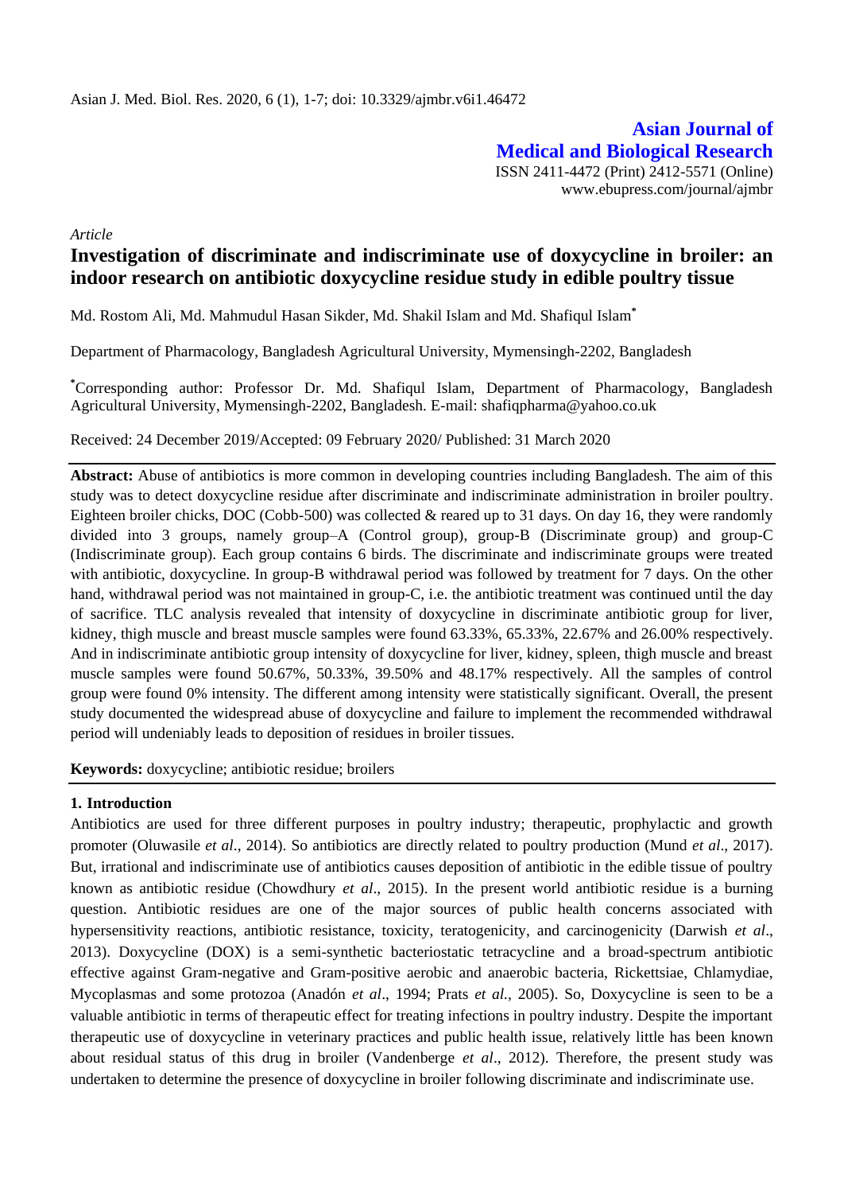**Asian Journal of Medical and Biological Research**
ISSN 2411-4472 (Print) 2412-5571 (Online)
www.ebupress.com/journal/ajmbr

*Article*

# Investigation of discriminate and indiscriminate use of doxycycline in broiler: an indoor research on antibiotic doxycycline residue study in edible poultry tissue

Md. Rostom Ali, Md. Mahmudul Hasan Sikder, Md. Shakil Islam and Md. Shafiqul Islam*

Department of Pharmacology, Bangladesh Agricultural University, Mymensingh-2202, Bangladesh

*Corresponding author: Professor Dr. Md. Shafiqul Islam, Department of Pharmacology, Bangladesh Agricultural University, Mymensingh-2202, Bangladesh. E-mail: shafiqpharma@yahoo.co.uk

Received: 24 December 2019/Accepted: 09 February 2020/ Published: 31 March 2020

**Abstract:** Abuse of antibiotics is more common in developing countries including Bangladesh. The aim of this study was to detect doxycycline residue after discriminate and indiscriminate administration in broiler poultry. Eighteen broiler chicks, DOC (Cobb-500) was collected & reared up to 31 days. On day 16, they were randomly divided into 3 groups, namely group–A (Control group), group-B (Discriminate group) and group-C (Indiscriminate group). Each group contains 6 birds. The discriminate and indiscriminate groups were treated with antibiotic, doxycycline. In group-B withdrawal period was followed by treatment for 7 days. On the other hand, withdrawal period was not maintained in group-C, i.e. the antibiotic treatment was continued until the day of sacrifice. TLC analysis revealed that intensity of doxycycline in discriminate antibiotic group for liver, kidney, thigh muscle and breast muscle samples were found 63.33%, 65.33%, 22.67% and 26.00% respectively. And in indiscriminate antibiotic group intensity of doxycycline for liver, kidney, spleen, thigh muscle and breast muscle samples were found 50.67%, 50.33%, 39.50% and 48.17% respectively. All the samples of control group were found 0% intensity. The different among intensity were statistically significant. Overall, the present study documented the widespread abuse of doxycycline and failure to implement the recommended withdrawal period will undeniably leads to deposition of residues in broiler tissues.

**Keywords:** doxycycline; antibiotic residue; broilers

## 1. Introduction

Antibiotics are used for three different purposes in poultry industry; therapeutic, prophylactic and growth promoter (Oluwasile *et al*., 2014). So antibiotics are directly related to poultry production (Mund *et al*., 2017). But, irrational and indiscriminate use of antibiotics causes deposition of antibiotic in the edible tissue of poultry known as antibiotic residue (Chowdhury *et al*., 2015). In the present world antibiotic residue is a burning question. Antibiotic residues are one of the major sources of public health concerns associated with hypersensitivity reactions, antibiotic resistance, toxicity, teratogenicity, and carcinogenicity (Darwish *et al*., 2013). Doxycycline (DOX) is a semi-synthetic bacteriostatic tetracycline and a broad-spectrum antibiotic effective against Gram-negative and Gram-positive aerobic and anaerobic bacteria, Rickettsiae, Chlamydiae, Mycoplasmas and some protozoa (Anadón *et al*., 1994; Prats *et al.,* 2005). So, Doxycycline is seen to be a valuable antibiotic in terms of therapeutic effect for treating infections in poultry industry. Despite the important therapeutic use of doxycycline in veterinary practices and public health issue, relatively little has been known about residual status of this drug in broiler (Vandenberge *et al*., 2012). Therefore, the present study was undertaken to determine the presence of doxycycline in broiler following discriminate and indiscriminate use.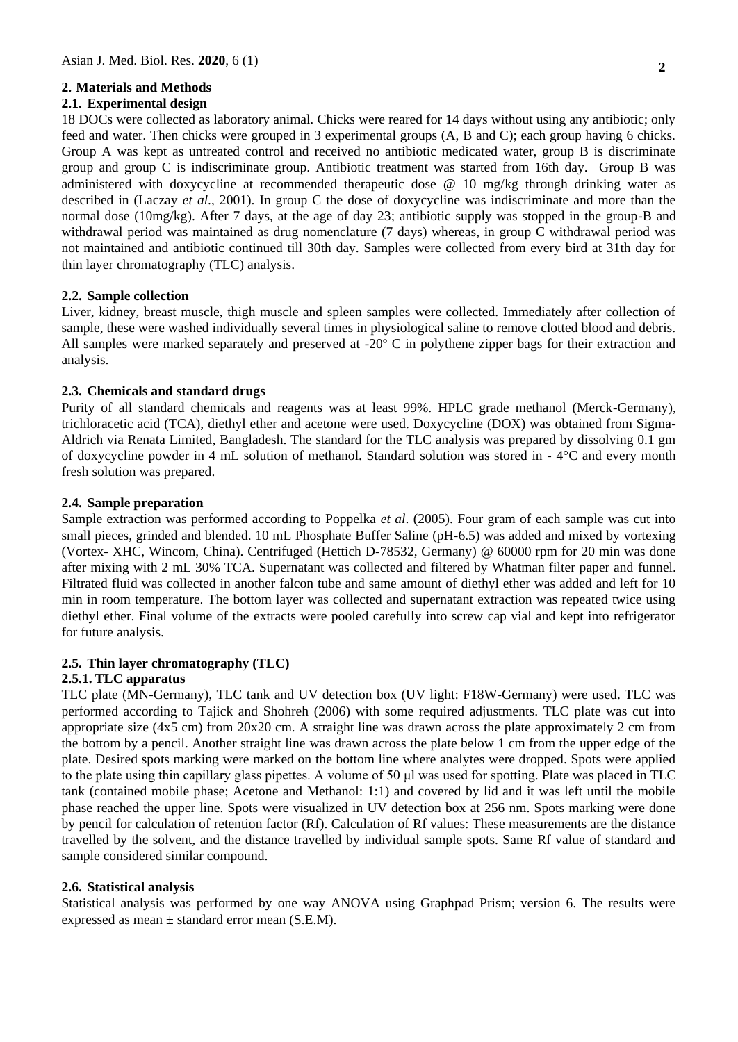## 2. Materials and Methods

### 2.1. Experimental design

18 DOCs were collected as laboratory animal. Chicks were reared for 14 days without using any antibiotic; only feed and water. Then chicks were grouped in 3 experimental groups (A, B and C); each group having 6 chicks. Group A was kept as untreated control and received no antibiotic medicated water, group B is discriminate group and group C is indiscriminate group. Antibiotic treatment was started from 16th day. Group B was administered with doxycycline at recommended therapeutic dose @ 10 mg/kg through drinking water as described in (Laczay *et al*., 2001). In group C the dose of doxycycline was indiscriminate and more than the normal dose (10mg/kg). After 7 days, at the age of day 23; antibiotic supply was stopped in the group-B and withdrawal period was maintained as drug nomenclature (7 days) whereas, in group C withdrawal period was not maintained and antibiotic continued till 30th day. Samples were collected from every bird at 31th day for thin layer chromatography (TLC) analysis.

### 2.2. Sample collection

Liver, kidney, breast muscle, thigh muscle and spleen samples were collected. Immediately after collection of sample, these were washed individually several times in physiological saline to remove clotted blood and debris. All samples were marked separately and preserved at -20º C in polythene zipper bags for their extraction and analysis.

### 2.3. Chemicals and standard drugs

Purity of all standard chemicals and reagents was at least 99%. HPLC grade methanol (Merck-Germany), trichloracetic acid (TCA), diethyl ether and acetone were used. Doxycycline (DOX) was obtained from Sigma-Aldrich via Renata Limited, Bangladesh. The standard for the TLC analysis was prepared by dissolving 0.1 gm of doxycycline powder in 4 mL solution of methanol. Standard solution was stored in - 4°C and every month fresh solution was prepared.

### 2.4. Sample preparation

Sample extraction was performed according to Poppelka *et al*. (2005). Four gram of each sample was cut into small pieces, grinded and blended. 10 mL Phosphate Buffer Saline (pH-6.5) was added and mixed by vortexing (Vortex- XHC, Wincom, China). Centrifuged (Hettich D-78532, Germany) @ 60000 rpm for 20 min was done after mixing with 2 mL 30% TCA. Supernatant was collected and filtered by Whatman filter paper and funnel. Filtrated fluid was collected in another falcon tube and same amount of diethyl ether was added and left for 10 min in room temperature. The bottom layer was collected and supernatant extraction was repeated twice using diethyl ether. Final volume of the extracts were pooled carefully into screw cap vial and kept into refrigerator for future analysis.

### 2.5. Thin layer chromatography (TLC)

#### 2.5.1. TLC apparatus

TLC plate (MN-Germany), TLC tank and UV detection box (UV light: F18W-Germany) were used. TLC was performed according to Tajick and Shohreh (2006) with some required adjustments. TLC plate was cut into appropriate size (4x5 cm) from 20x20 cm. A straight line was drawn across the plate approximately 2 cm from the bottom by a pencil. Another straight line was drawn across the plate below 1 cm from the upper edge of the plate. Desired spots marking were marked on the bottom line where analytes were dropped. Spots were applied to the plate using thin capillary glass pipettes. A volume of 50 µl was used for spotting. Plate was placed in TLC tank (contained mobile phase; Acetone and Methanol: 1:1) and covered by lid and it was left until the mobile phase reached the upper line. Spots were visualized in UV detection box at 256 nm. Spots marking were done by pencil for calculation of retention factor (Rf). Calculation of Rf values: These measurements are the distance travelled by the solvent, and the distance travelled by individual sample spots. Same Rf value of standard and sample considered similar compound.

### 2.6. Statistical analysis

Statistical analysis was performed by one way ANOVA using Graphpad Prism; version 6. The results were expressed as mean ± standard error mean (S.E.M).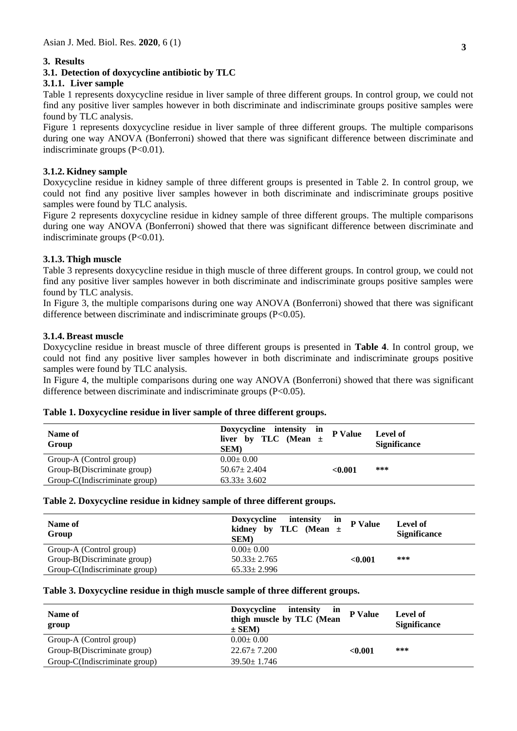## 3. Results

### 3.1. Detection of doxycycline antibiotic by TLC

#### 3.1.1. Liver sample

Table 1 represents doxycycline residue in liver sample of three different groups. In control group, we could not find any positive liver samples however in both discriminate and indiscriminate groups positive samples were found by TLC analysis.

Figure 1 represents doxycycline residue in liver sample of three different groups. The multiple comparisons during one way ANOVA (Bonferroni) showed that there was significant difference between discriminate and indiscriminate groups ($P<0.01$).

#### 3.1.2. Kidney sample

Doxycycline residue in kidney sample of three different groups is presented in Table 2. In control group, we could not find any positive liver samples however in both discriminate and indiscriminate groups positive samples were found by TLC analysis.

Figure 2 represents doxycycline residue in kidney sample of three different groups. The multiple comparisons during one way ANOVA (Bonferroni) showed that there was significant difference between discriminate and indiscriminate groups ($P<0.01$).

#### 3.1.3. Thigh muscle

Table 3 represents doxycycline residue in thigh muscle of three different groups. In control group, we could not find any positive liver samples however in both discriminate and indiscriminate groups positive samples were found by TLC analysis.

In Figure 3, the multiple comparisons during one way ANOVA (Bonferroni) showed that there was significant difference between discriminate and indiscriminate groups ($P<0.05$).

#### 3.1.4. Breast muscle

Doxycycline residue in breast muscle of three different groups is presented in **Table 4**. In control group, we could not find any positive liver samples however in both discriminate and indiscriminate groups positive samples were found by TLC analysis.

In Figure 4, the multiple comparisons during one way ANOVA (Bonferroni) showed that there was significant difference between discriminate and indiscriminate groups ($P<0.05$).

**Table 1. Doxycycline residue in liver sample of three different groups.**

| Name of Group | Doxycycline intensity in liver by TLC (Mean ± SEM) | P Value | Level of Significance |
|---|---|---|---|
| Group-A (Control group) | 0.00± 0.00 | | |
| Group-B(Discriminate group) | 50.67± 2.404 | <0.001 | *** |
| Group-C(Indiscriminate group) | 63.33± 3.602 | | |

**Table 2. Doxycycline residue in kidney sample of three different groups.**

| Name of Group | Doxycycline intensity in kidney by TLC (Mean ± SEM) | P Value | Level of Significance |
|---|---|---|---|
| Group-A (Control group) | 0.00± 0.00 | | |
| Group-B(Discriminate group) | 50.33± 2.765 | <0.001 | *** |
| Group-C(Indiscriminate group) | 65.33± 2.996 | | |

**Table 3. Doxycycline residue in thigh muscle sample of three different groups.**

| Name of group | Doxycycline intensity in thigh muscle by TLC (Mean ± SEM) | P Value | Level of Significance |
|---|---|---|---|
| Group-A (Control group) | 0.00± 0.00 | | |
| Group-B(Discriminate group) | 22.67± 7.200 | <0.001 | *** |
| Group-C(Indiscriminate group) | 39.50± 1.746 | | |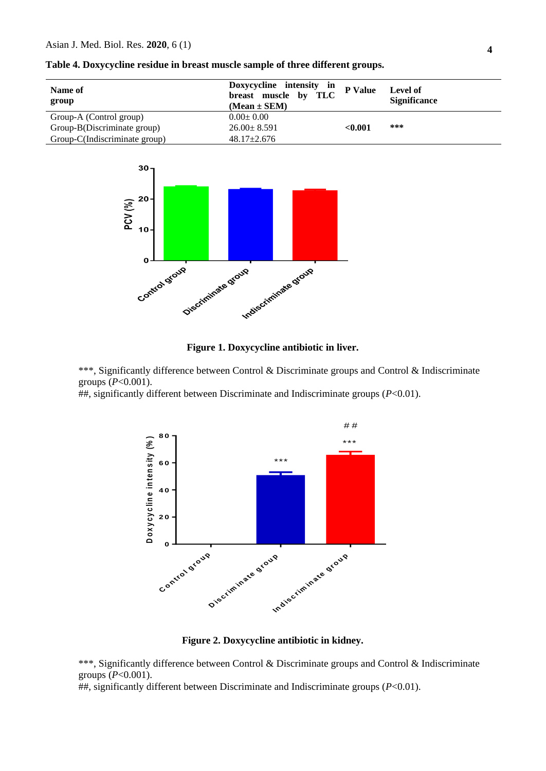**Table 4. Doxycycline residue in breast muscle sample of three different groups.**

| Name of group | Doxycycline intensity in breast muscle by TLC (Mean ± SEM) | P Value | Level of Significance |
|---|---|---|---|
| Group-A (Control group) | 0.00± 0.00 | | |
| Group-B(Discriminate group) | 26.00± 8.591 | <0.001 | *** |
| Group-C(Indiscriminate group) | 48.17±2.676 | | |

**Figure 1. Doxycycline antibiotic in liver.**

***, Significantly difference between Control & Discriminate groups and Control & Indiscriminate groups ($P$<0.001).
##, significantly different between Discriminate and Indiscriminate groups ($P$<0.01).

**Figure 2. Doxycycline antibiotic in kidney.**

***, Significantly difference between Control & Discriminate groups and Control & Indiscriminate groups ($P$<0.001).
##, significantly different between Discriminate and Indiscriminate groups ($P$<0.01).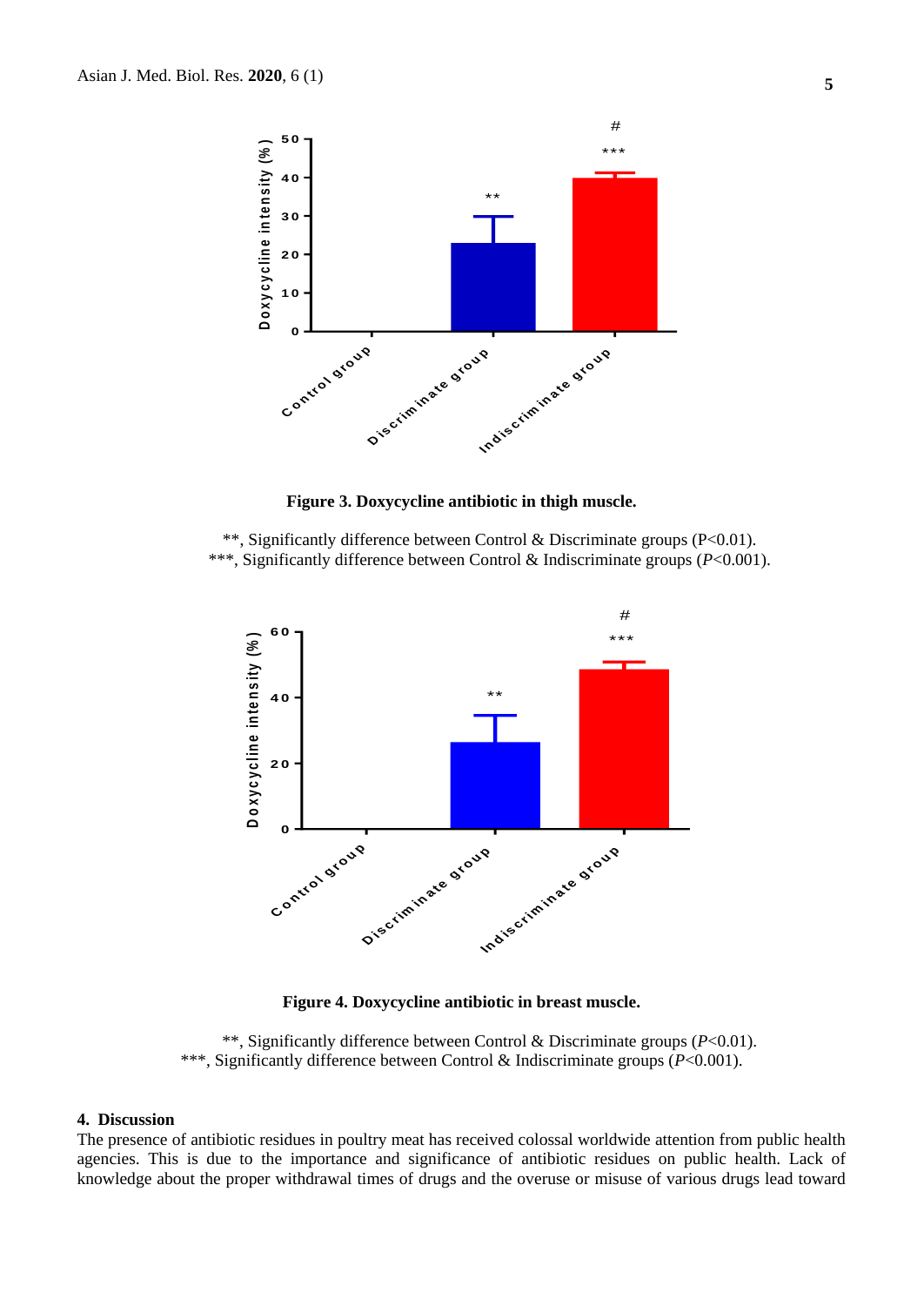**Figure 3. Doxycycline antibiotic in thigh muscle.**

**, Significantly difference between Control & Discriminate groups (P<0.01).
***, Significantly difference between Control & Indiscriminate groups (*P*<0.001).

**Figure 4. Doxycycline antibiotic in breast muscle.**

**, Significantly difference between Control & Discriminate groups (*P*<0.01).
***, Significantly difference between Control & Indiscriminate groups (*P*<0.001).

## 4. Discussion

The presence of antibiotic residues in poultry meat has received colossal worldwide attention from public health agencies. This is due to the importance and significance of antibiotic residues on public health. Lack of knowledge about the proper withdrawal times of drugs and the overuse or misuse of various drugs lead toward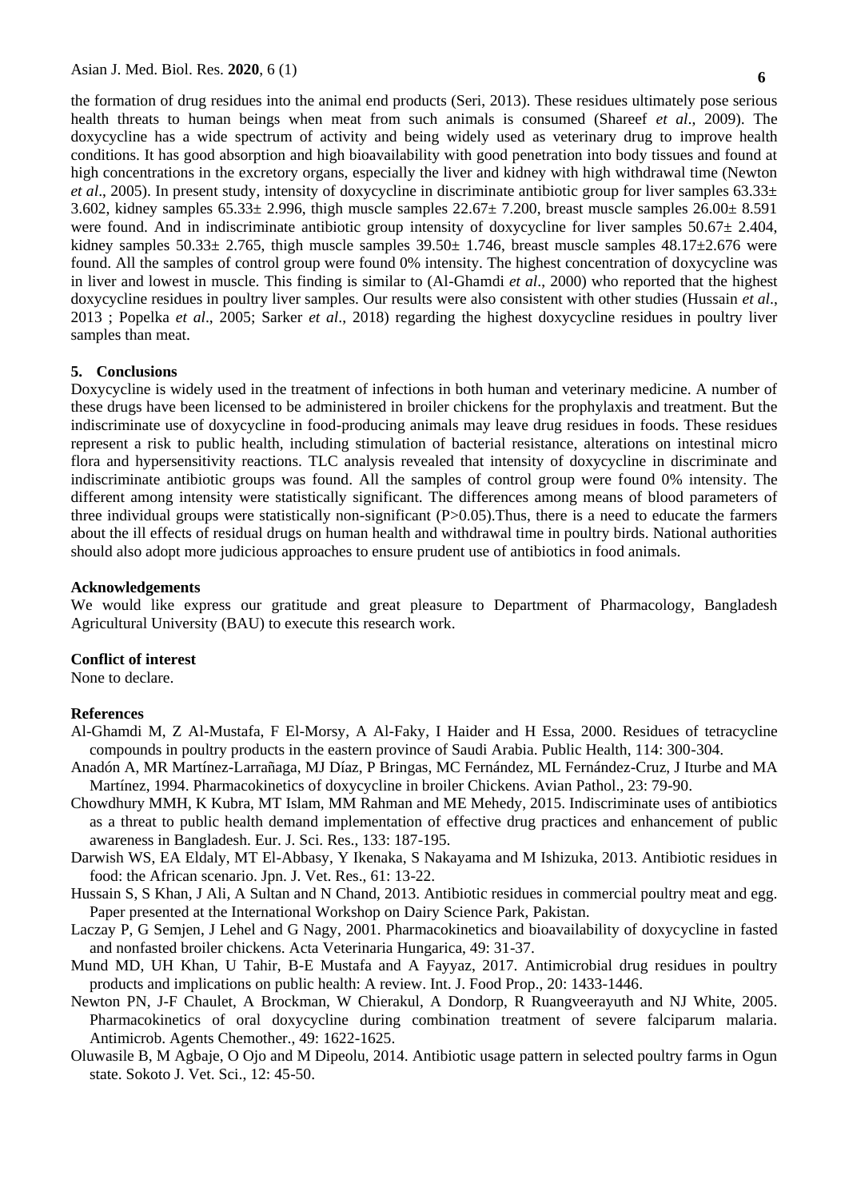the formation of drug residues into the animal end products (Seri, 2013). These residues ultimately pose serious health threats to human beings when meat from such animals is consumed (Shareef *et al*., 2009). The doxycycline has a wide spectrum of activity and being widely used as veterinary drug to improve health conditions. It has good absorption and high bioavailability with good penetration into body tissues and found at high concentrations in the excretory organs, especially the liver and kidney with high withdrawal time (Newton *et al*., 2005). In present study, intensity of doxycycline in discriminate antibiotic group for liver samples 63.33± 3.602, kidney samples 65.33± 2.996, thigh muscle samples 22.67± 7.200, breast muscle samples 26.00± 8.591 were found. And in indiscriminate antibiotic group intensity of doxycycline for liver samples 50.67± 2.404, kidney samples 50.33± 2.765, thigh muscle samples 39.50± 1.746, breast muscle samples 48.17±2.676 were found. All the samples of control group were found 0% intensity. The highest concentration of doxycycline was in liver and lowest in muscle. This finding is similar to (Al-Ghamdi *et al*., 2000) who reported that the highest doxycycline residues in poultry liver samples. Our results were also consistent with other studies (Hussain *et al*., 2013 ; Popelka *et al*., 2005; Sarker *et al*., 2018) regarding the highest doxycycline residues in poultry liver samples than meat.

## 5. Conclusions

Doxycycline is widely used in the treatment of infections in both human and veterinary medicine. A number of these drugs have been licensed to be administered in broiler chickens for the prophylaxis and treatment. But the indiscriminate use of doxycycline in food-producing animals may leave drug residues in foods. These residues represent a risk to public health, including stimulation of bacterial resistance, alterations on intestinal micro flora and hypersensitivity reactions. TLC analysis revealed that intensity of doxycycline in discriminate and indiscriminate antibiotic groups was found. All the samples of control group were found 0% intensity. The different among intensity were statistically significant. The differences among means of blood parameters of three individual groups were statistically non-significant (P>0.05).Thus, there is a need to educate the farmers about the ill effects of residual drugs on human health and withdrawal time in poultry birds. National authorities should also adopt more judicious approaches to ensure prudent use of antibiotics in food animals.

## Acknowledgements

We would like express our gratitude and great pleasure to Department of Pharmacology, Bangladesh Agricultural University (BAU) to execute this research work.

## Conflict of interest

None to declare.

## References

Al-Ghamdi M, Z Al-Mustafa, F El-Morsy, A Al-Faky, I Haider and H Essa, 2000. Residues of tetracycline compounds in poultry products in the eastern province of Saudi Arabia. Public Health, 114: 300-304.

Anadón A, MR Martínez-Larrañaga, MJ Díaz, P Bringas, MC Fernández, ML Fernández-Cruz, J Iturbe and MA Martínez, 1994. Pharmacokinetics of doxycycline in broiler Chickens. Avian Pathol., 23: 79-90.

Chowdhury MMH, K Kubra, MT Islam, MM Rahman and ME Mehedy, 2015. Indiscriminate uses of antibiotics as a threat to public health demand implementation of effective drug practices and enhancement of public awareness in Bangladesh. Eur. J. Sci. Res., 133: 187-195.

Darwish WS, EA Eldaly, MT El-Abbasy, Y Ikenaka, S Nakayama and M Ishizuka, 2013. Antibiotic residues in food: the African scenario. Jpn. J. Vet. Res., 61: 13-22.

Hussain S, S Khan, J Ali, A Sultan and N Chand, 2013. Antibiotic residues in commercial poultry meat and egg. Paper presented at the International Workshop on Dairy Science Park, Pakistan.

Laczay P, G Semjen, J Lehel and G Nagy, 2001. Pharmacokinetics and bioavailability of doxycycline in fasted and nonfasted broiler chickens. Acta Veterinaria Hungarica, 49: 31-37.

Mund MD, UH Khan, U Tahir, B-E Mustafa and A Fayyaz, 2017. Antimicrobial drug residues in poultry products and implications on public health: A review. Int. J. Food Prop., 20: 1433-1446.

Newton PN, J-F Chaulet, A Brockman, W Chierakul, A Dondorp, R Ruangveerayuth and NJ White, 2005. Pharmacokinetics of oral doxycycline during combination treatment of severe falciparum malaria. Antimicrob. Agents Chemother., 49: 1622-1625.

Oluwasile B, M Agbaje, O Ojo and M Dipeolu, 2014. Antibiotic usage pattern in selected poultry farms in Ogun state. Sokoto J. Vet. Sci., 12: 45-50.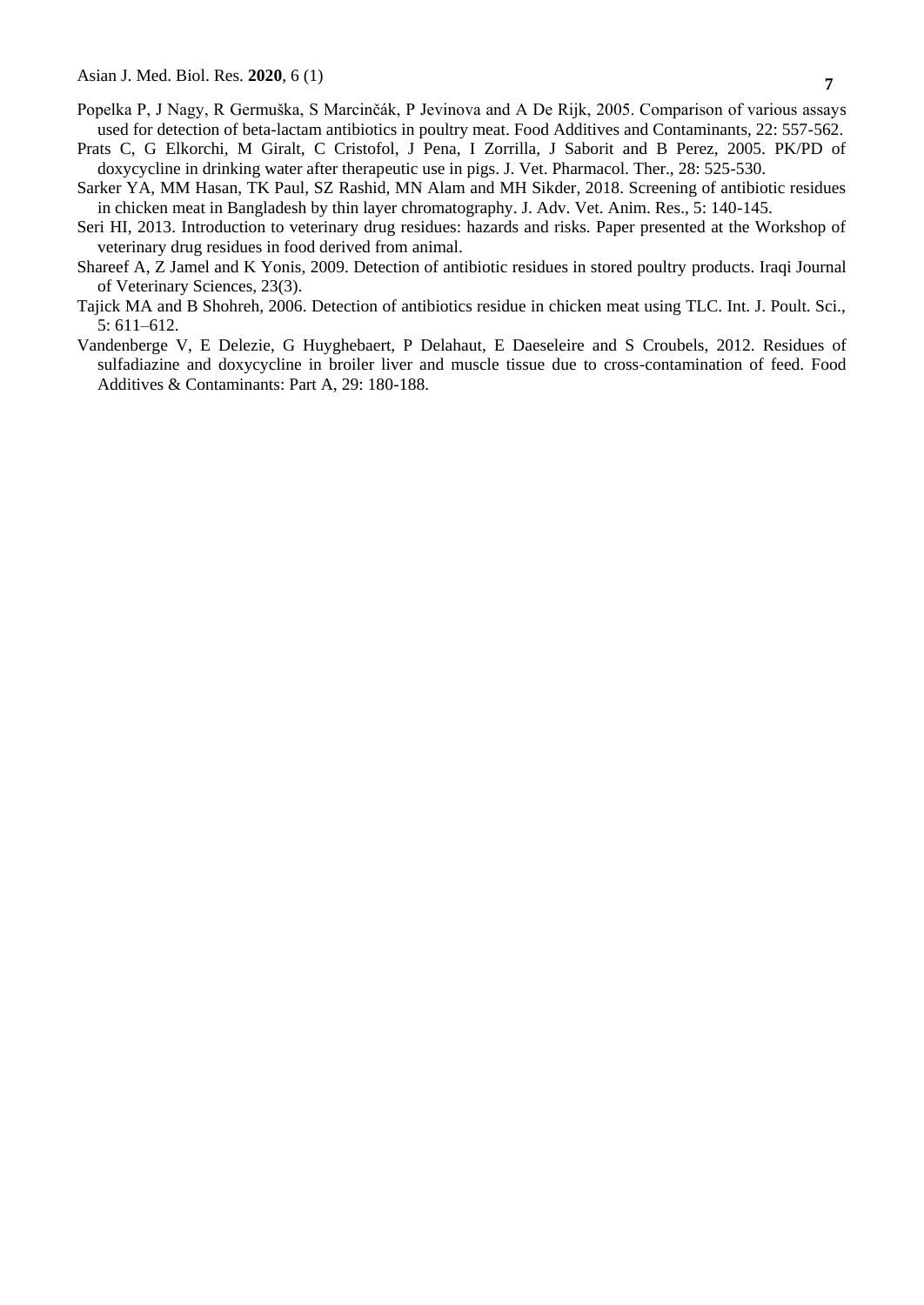Popelka P, J Nagy, R Germuška, S Marcinčák, P Jevinova and A De Rijk, 2005. Comparison of various assays used for detection of beta-lactam antibiotics in poultry meat. Food Additives and Contaminants, 22: 557-562.

Prats C, G Elkorchi, M Giralt, C Cristofol, J Pena, I Zorrilla, J Saborit and B Perez, 2005. PK/PD of doxycycline in drinking water after therapeutic use in pigs. J. Vet. Pharmacol. Ther., 28: 525-530.

Sarker YA, MM Hasan, TK Paul, SZ Rashid, MN Alam and MH Sikder, 2018. Screening of antibiotic residues in chicken meat in Bangladesh by thin layer chromatography. J. Adv. Vet. Anim. Res., 5: 140-145.

Seri HI, 2013. Introduction to veterinary drug residues: hazards and risks. Paper presented at the Workshop of veterinary drug residues in food derived from animal.

Shareef A, Z Jamel and K Yonis, 2009. Detection of antibiotic residues in stored poultry products. Iraqi Journal of Veterinary Sciences, 23(3).

Tajick MA and B Shohreh, 2006. Detection of antibiotics residue in chicken meat using TLC. Int. J. Poult. Sci., 5: 611–612.

Vandenberge V, E Delezie, G Huyghebaert, P Delahaut, E Daeseleire and S Croubels, 2012. Residues of sulfadiazine and doxycycline in broiler liver and muscle tissue due to cross-contamination of feed. Food Additives & Contaminants: Part A, 29: 180-188.